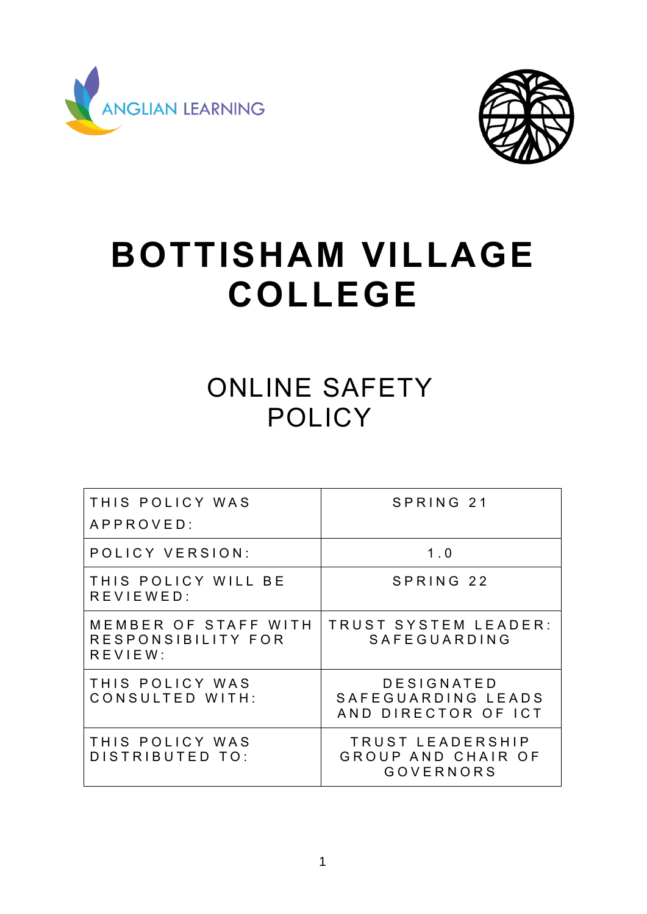ANGLIAN LEARNING

# BOTTISHAM VILLAGE COLLEGE

## ONLINE SAFETY POLICY

| THIS POLICY WAS APPROVED: | SPRING 21 |
| --- | --- |
| POLICY VERSION: | 1.0 |
| THIS POLICY WILL BE REVIEWED: | SPRING 22 |
| MEMBER OF STAFF WITH RESPONSIBILITY FOR REVIEW: | TRUST SYSTEM LEADER: SAFEGUARDING |
| THIS POLICY WAS CONSULTED WITH: | DESIGNATED SAFEGUARDING LEADS AND DIRECTOR OF ICT |
| THIS POLICY WAS DISTRIBUTED TO: | TRUST LEADERSHIP GROUP AND CHAIR OF GOVERNORS |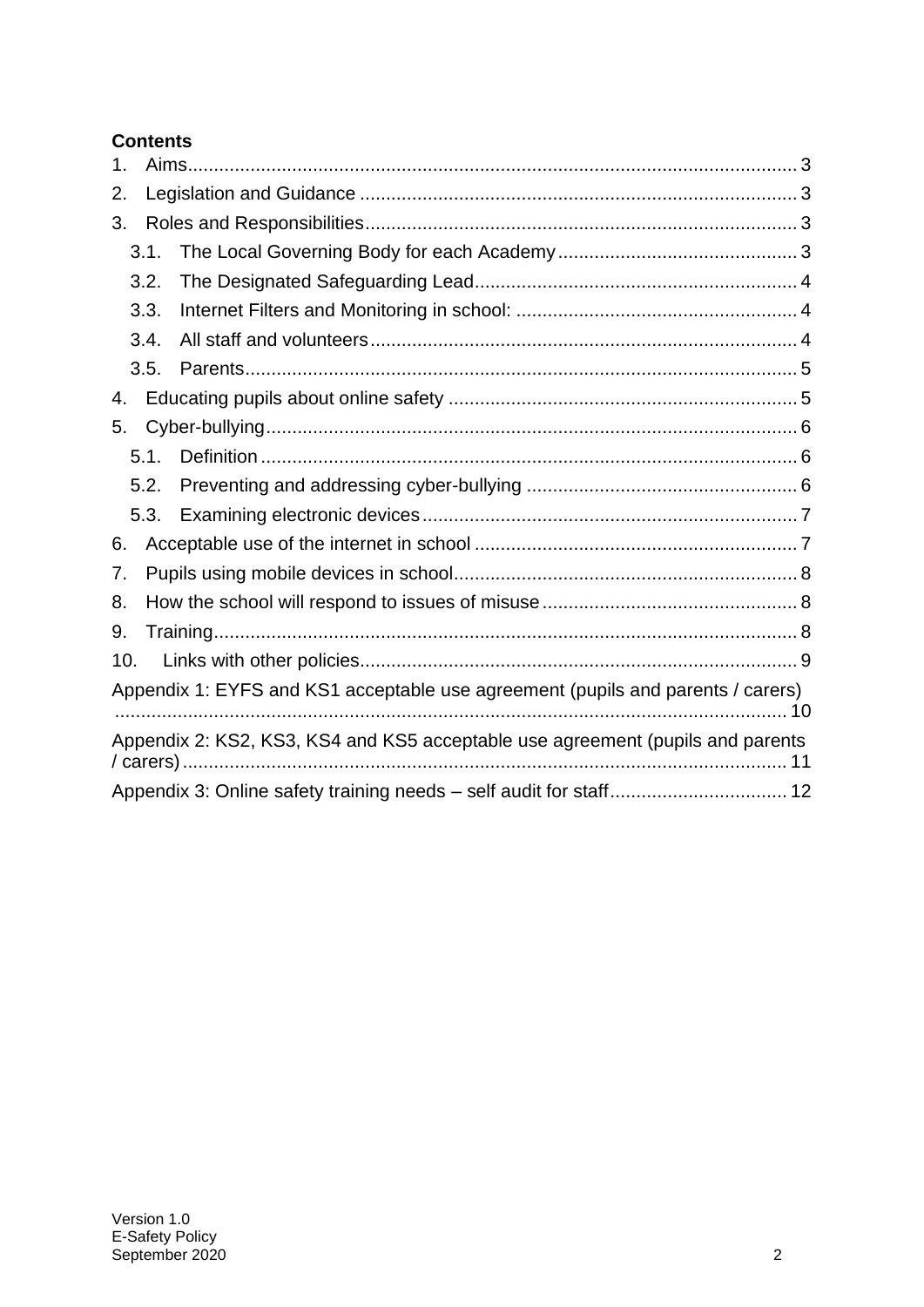**Contents**

1. Aims ........ 3
2. Legislation and Guidance ........ 3
3. Roles and Responsibilities ........ 3
    - 3.1. The Local Governing Body for each Academy ........ 3
    - 3.2. The Designated Safeguarding Lead ........ 4
    - 3.3. Internet Filters and Monitoring in school: ........ 4
    - 3.4. All staff and volunteers ........ 4
    - 3.5. Parents ........ 5
4. Educating pupils about online safety ........ 5
5. Cyber-bullying ........ 6
    - 5.1. Definition ........ 6
    - 5.2. Preventing and addressing cyber-bullying ........ 6
    - 5.3. Examining electronic devices ........ 7
6. Acceptable use of the internet in school ........ 7
7. Pupils using mobile devices in school ........ 8
8. How the school will respond to issues of misuse ........ 8
9. Training ........ 8
10. Links with other policies ........ 9

Appendix 1: EYFS and KS1 acceptable use agreement (pupils and parents / carers) ........ 10

Appendix 2: KS2, KS3, KS4 and KS5 acceptable use agreement (pupils and parents / carers) ........ 11

Appendix 3: Online safety training needs – self audit for staff ........ 12

Version 1.0
E-Safety Policy
September 2020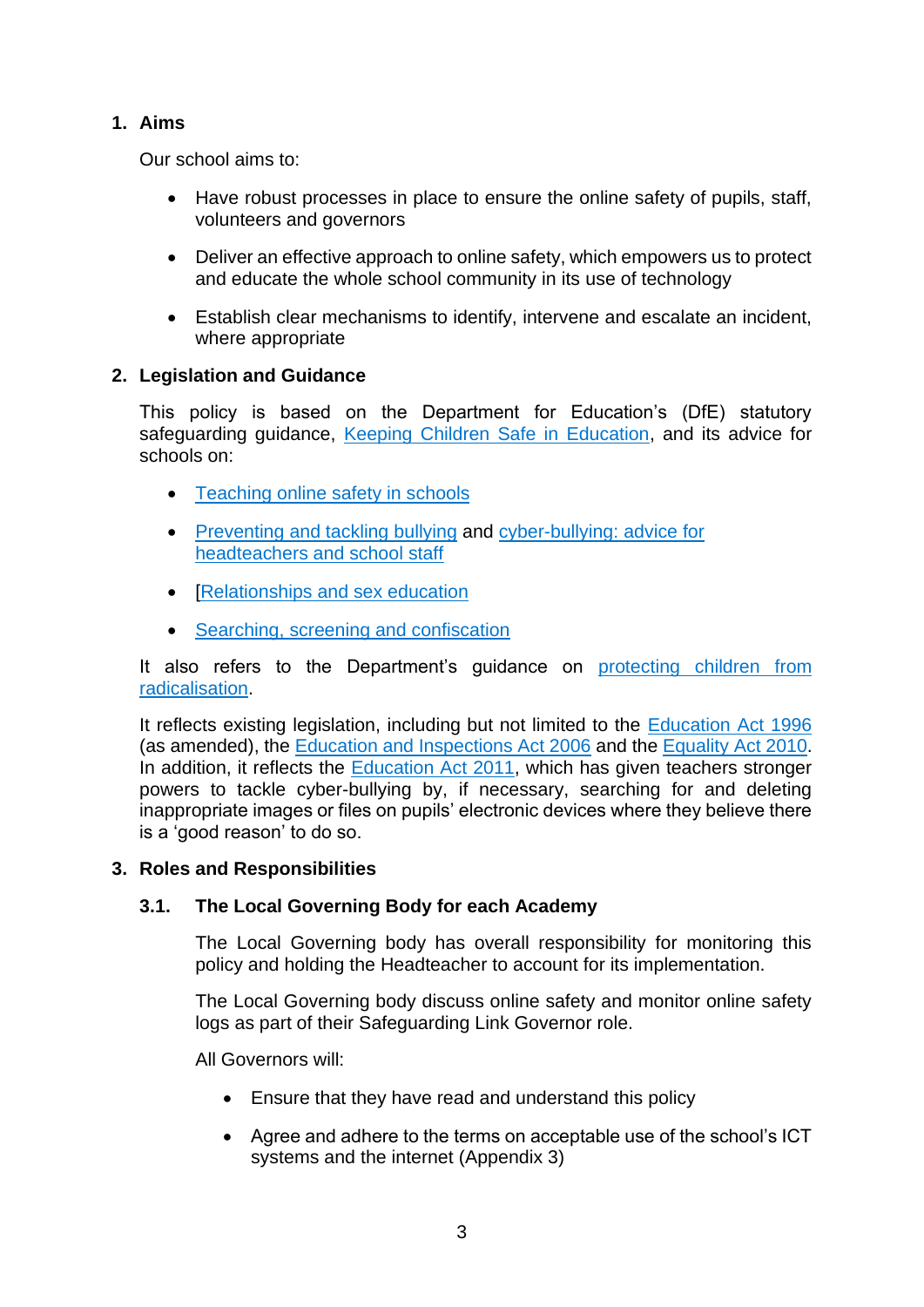## 1. Aims

Our school aims to:

- Have robust processes in place to ensure the online safety of pupils, staff, volunteers and governors
- Deliver an effective approach to online safety, which empowers us to protect and educate the whole school community in its use of technology
- Establish clear mechanisms to identify, intervene and escalate an incident, where appropriate

## 2. Legislation and Guidance

This policy is based on the Department for Education's (DfE) statutory safeguarding guidance, Keeping Children Safe in Education, and its advice for schools on:

- Teaching online safety in schools
- Preventing and tackling bullying and cyber-bullying: advice for headteachers and school staff
- [Relationships and sex education
- Searching, screening and confiscation

It also refers to the Department's guidance on protecting children from radicalisation.

It reflects existing legislation, including but not limited to the Education Act 1996 (as amended), the Education and Inspections Act 2006 and the Equality Act 2010. In addition, it reflects the Education Act 2011, which has given teachers stronger powers to tackle cyber-bullying by, if necessary, searching for and deleting inappropriate images or files on pupils' electronic devices where they believe there is a 'good reason' to do so.

## 3. Roles and Responsibilities

### 3.1. The Local Governing Body for each Academy

The Local Governing body has overall responsibility for monitoring this policy and holding the Headteacher to account for its implementation.

The Local Governing body discuss online safety and monitor online safety logs as part of their Safeguarding Link Governor role.

All Governors will:

- Ensure that they have read and understand this policy
- Agree and adhere to the terms on acceptable use of the school's ICT systems and the internet (Appendix 3)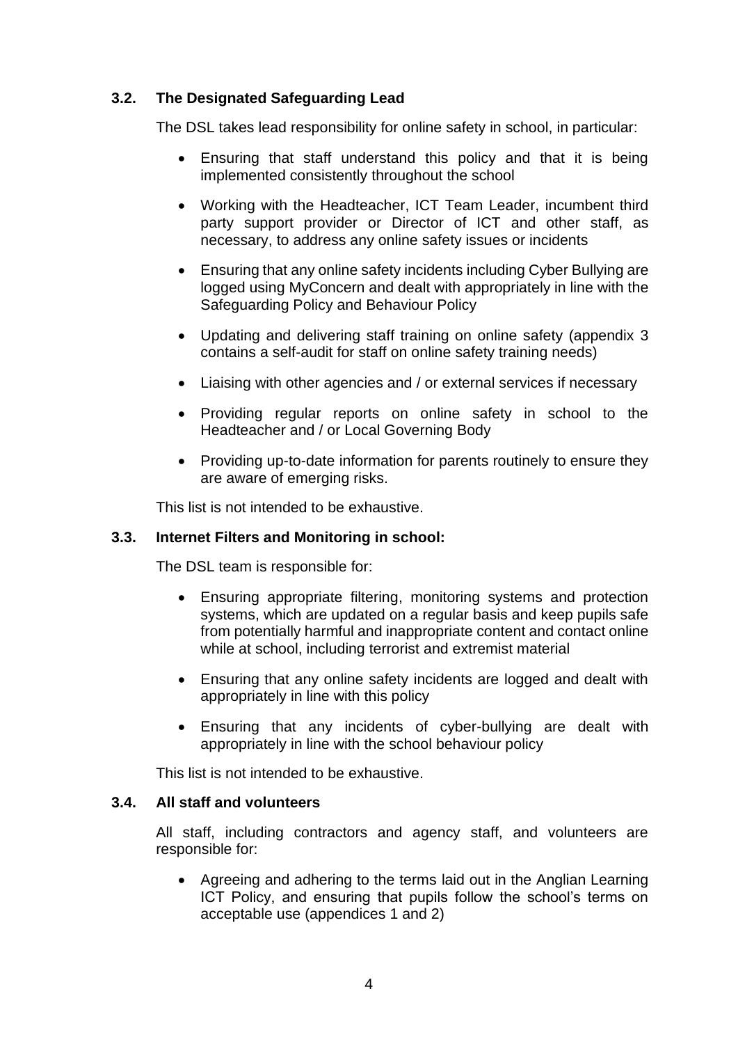### 3.2. The Designated Safeguarding Lead

The DSL takes lead responsibility for online safety in school, in particular:

- Ensuring that staff understand this policy and that it is being implemented consistently throughout the school
- Working with the Headteacher, ICT Team Leader, incumbent third party support provider or Director of ICT and other staff, as necessary, to address any online safety issues or incidents
- Ensuring that any online safety incidents including Cyber Bullying are logged using MyConcern and dealt with appropriately in line with the Safeguarding Policy and Behaviour Policy
- Updating and delivering staff training on online safety (appendix 3 contains a self-audit for staff on online safety training needs)
- Liaising with other agencies and / or external services if necessary
- Providing regular reports on online safety in school to the Headteacher and / or Local Governing Body
- Providing up-to-date information for parents routinely to ensure they are aware of emerging risks.

This list is not intended to be exhaustive.

### 3.3. Internet Filters and Monitoring in school:

The DSL team is responsible for:

- Ensuring appropriate filtering, monitoring systems and protection systems, which are updated on a regular basis and keep pupils safe from potentially harmful and inappropriate content and contact online while at school, including terrorist and extremist material
- Ensuring that any online safety incidents are logged and dealt with appropriately in line with this policy
- Ensuring that any incidents of cyber-bullying are dealt with appropriately in line with the school behaviour policy

This list is not intended to be exhaustive.

### 3.4. All staff and volunteers

All staff, including contractors and agency staff, and volunteers are responsible for:

- Agreeing and adhering to the terms laid out in the Anglian Learning ICT Policy, and ensuring that pupils follow the school's terms on acceptable use (appendices 1 and 2)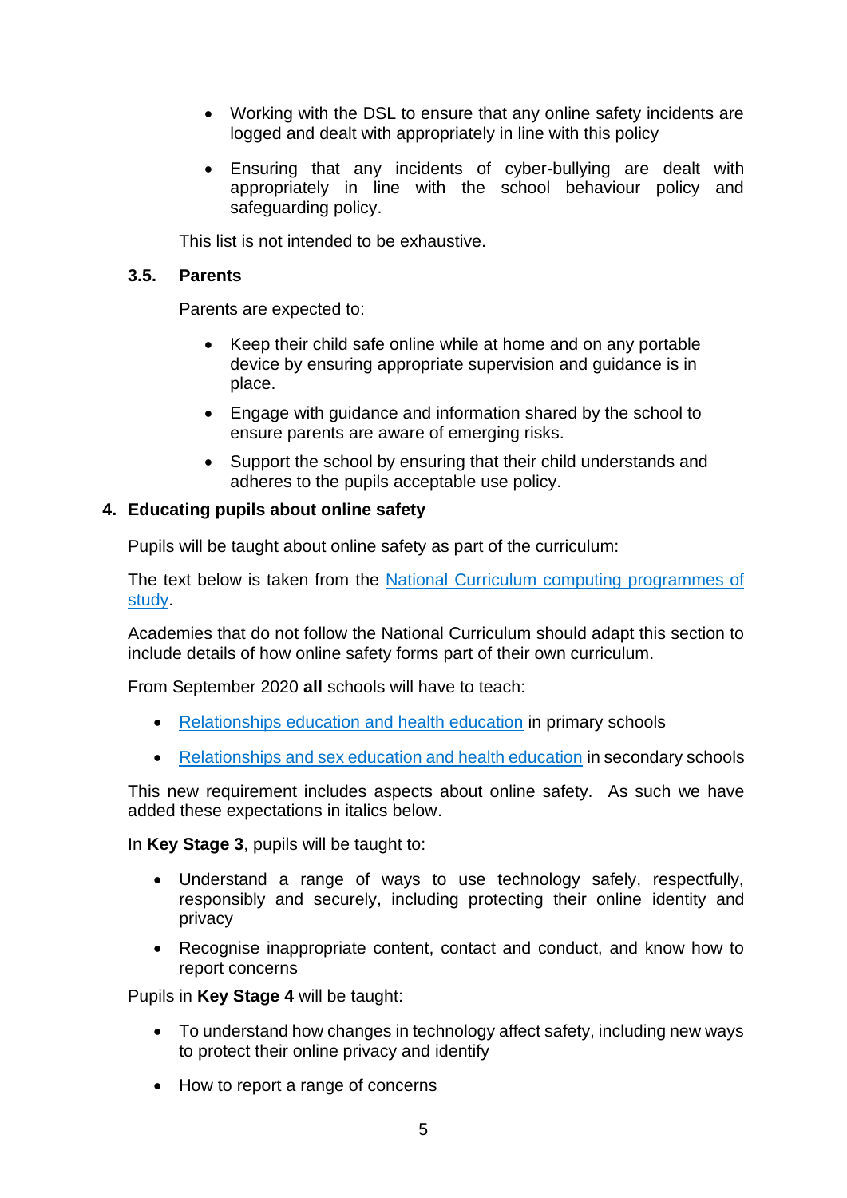- Working with the DSL to ensure that any online safety incidents are logged and dealt with appropriately in line with this policy
- Ensuring that any incidents of cyber-bullying are dealt with appropriately in line with the school behaviour policy and safeguarding policy.

This list is not intended to be exhaustive.

### 3.5. Parents

Parents are expected to:

- Keep their child safe online while at home and on any portable device by ensuring appropriate supervision and guidance is in place.
- Engage with guidance and information shared by the school to ensure parents are aware of emerging risks.
- Support the school by ensuring that their child understands and adheres to the pupils acceptable use policy.

## 4. Educating pupils about online safety

Pupils will be taught about online safety as part of the curriculum:

The text below is taken from the [National Curriculum computing programmes of study](#).

Academies that do not follow the National Curriculum should adapt this section to include details of how online safety forms part of their own curriculum.

From September 2020 **all** schools will have to teach:

- [Relationships education and health education](#) in primary schools
- [Relationships and sex education and health education](#) in secondary schools

This new requirement includes aspects about online safety. As such we have added these expectations in italics below.

In **Key Stage 3**, pupils will be taught to:

- Understand a range of ways to use technology safely, respectfully, responsibly and securely, including protecting their online identity and privacy
- Recognise inappropriate content, contact and conduct, and know how to report concerns

Pupils in **Key Stage 4** will be taught:

- To understand how changes in technology affect safety, including new ways to protect their online privacy and identify
- How to report a range of concerns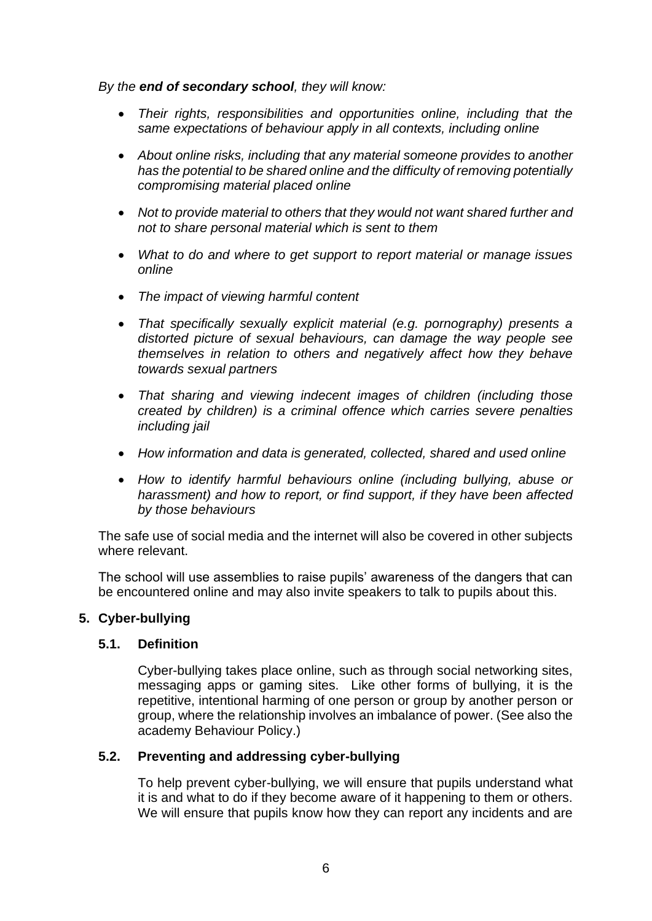*By the **end of secondary school**, they will know:*

- *Their rights, responsibilities and opportunities online, including that the same expectations of behaviour apply in all contexts, including online*
- *About online risks, including that any material someone provides to another has the potential to be shared online and the difficulty of removing potentially compromising material placed online*
- *Not to provide material to others that they would not want shared further and not to share personal material which is sent to them*
- *What to do and where to get support to report material or manage issues online*
- *The impact of viewing harmful content*
- *That specifically sexually explicit material (e.g. pornography) presents a distorted picture of sexual behaviours, can damage the way people see themselves in relation to others and negatively affect how they behave towards sexual partners*
- *That sharing and viewing indecent images of children (including those created by children) is a criminal offence which carries severe penalties including jail*
- *How information and data is generated, collected, shared and used online*
- *How to identify harmful behaviours online (including bullying, abuse or harassment) and how to report, or find support, if they have been affected by those behaviours*

The safe use of social media and the internet will also be covered in other subjects where relevant.

The school will use assemblies to raise pupils' awareness of the dangers that can be encountered online and may also invite speakers to talk to pupils about this.

## 5. Cyber-bullying

### 5.1. Definition

Cyber-bullying takes place online, such as through social networking sites, messaging apps or gaming sites. Like other forms of bullying, it is the repetitive, intentional harming of one person or group by another person or group, where the relationship involves an imbalance of power. (See also the academy Behaviour Policy.)

### 5.2. Preventing and addressing cyber-bullying

To help prevent cyber-bullying, we will ensure that pupils understand what it is and what to do if they become aware of it happening to them or others. We will ensure that pupils know how they can report any incidents and are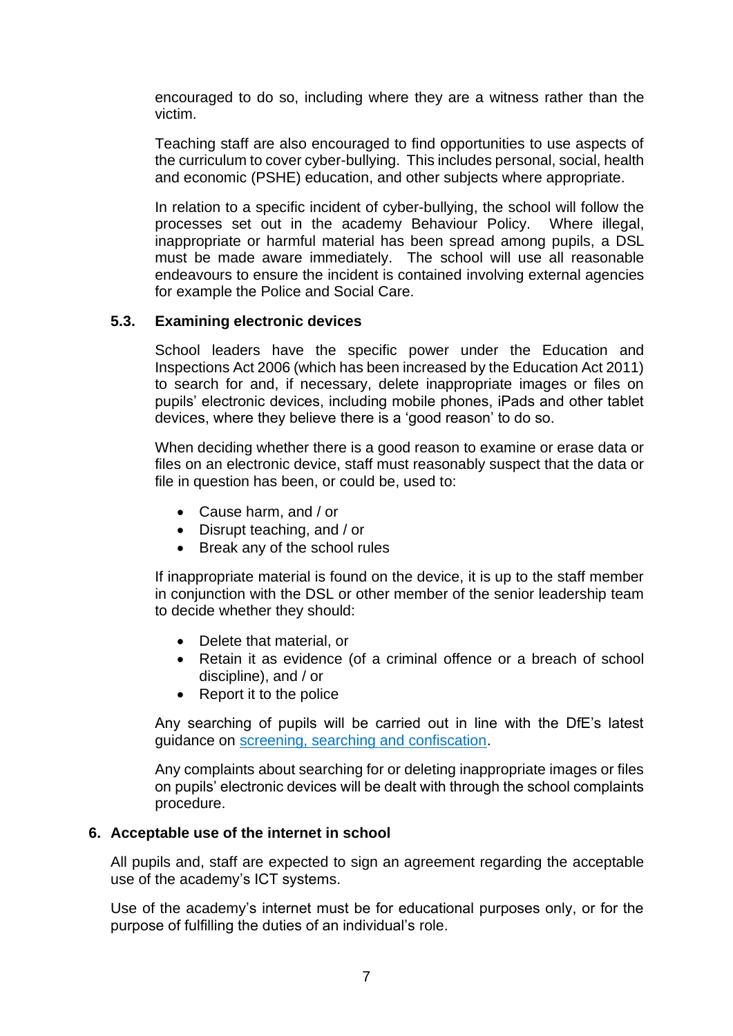encouraged to do so, including where they are a witness rather than the victim.

Teaching staff are also encouraged to find opportunities to use aspects of the curriculum to cover cyber-bullying. This includes personal, social, health and economic (PSHE) education, and other subjects where appropriate.

In relation to a specific incident of cyber-bullying, the school will follow the processes set out in the academy Behaviour Policy. Where illegal, inappropriate or harmful material has been spread among pupils, a DSL must be made aware immediately. The school will use all reasonable endeavours to ensure the incident is contained involving external agencies for example the Police and Social Care.

### 5.3. Examining electronic devices

School leaders have the specific power under the Education and Inspections Act 2006 (which has been increased by the Education Act 2011) to search for and, if necessary, delete inappropriate images or files on pupils' electronic devices, including mobile phones, iPads and other tablet devices, where they believe there is a 'good reason' to do so.

When deciding whether there is a good reason to examine or erase data or files on an electronic device, staff must reasonably suspect that the data or file in question has been, or could be, used to:

- Cause harm, and / or
- Disrupt teaching, and / or
- Break any of the school rules

If inappropriate material is found on the device, it is up to the staff member in conjunction with the DSL or other member of the senior leadership team to decide whether they should:

- Delete that material, or
- Retain it as evidence (of a criminal offence or a breach of school discipline), and / or
- Report it to the police

Any searching of pupils will be carried out in line with the DfE's latest guidance on [screening, searching and confiscation](screening, searching and confiscation).

Any complaints about searching for or deleting inappropriate images or files on pupils' electronic devices will be dealt with through the school complaints procedure.

## 6. Acceptable use of the internet in school

All pupils and, staff are expected to sign an agreement regarding the acceptable use of the academy's ICT systems.

Use of the academy's internet must be for educational purposes only, or for the purpose of fulfilling the duties of an individual's role.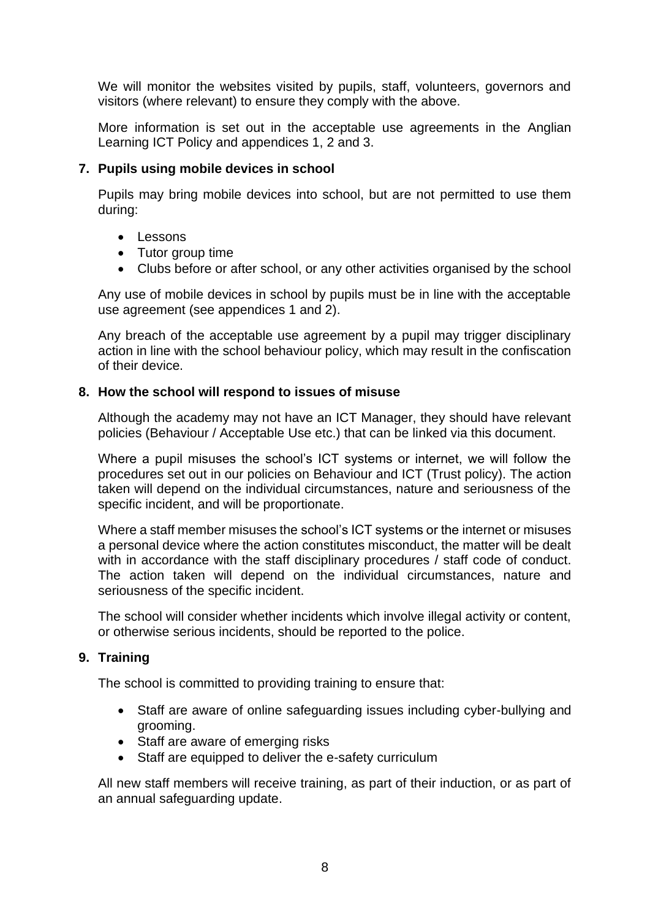We will monitor the websites visited by pupils, staff, volunteers, governors and visitors (where relevant) to ensure they comply with the above.

More information is set out in the acceptable use agreements in the Anglian Learning ICT Policy and appendices 1, 2 and 3.

## 7. Pupils using mobile devices in school

Pupils may bring mobile devices into school, but are not permitted to use them during:

- Lessons
- Tutor group time
- Clubs before or after school, or any other activities organised by the school

Any use of mobile devices in school by pupils must be in line with the acceptable use agreement (see appendices 1 and 2).

Any breach of the acceptable use agreement by a pupil may trigger disciplinary action in line with the school behaviour policy, which may result in the confiscation of their device.

## 8. How the school will respond to issues of misuse

Although the academy may not have an ICT Manager, they should have relevant policies (Behaviour / Acceptable Use etc.) that can be linked via this document.

Where a pupil misuses the school's ICT systems or internet, we will follow the procedures set out in our policies on Behaviour and ICT (Trust policy). The action taken will depend on the individual circumstances, nature and seriousness of the specific incident, and will be proportionate.

Where a staff member misuses the school's ICT systems or the internet or misuses a personal device where the action constitutes misconduct, the matter will be dealt with in accordance with the staff disciplinary procedures / staff code of conduct. The action taken will depend on the individual circumstances, nature and seriousness of the specific incident.

The school will consider whether incidents which involve illegal activity or content, or otherwise serious incidents, should be reported to the police.

## 9. Training

The school is committed to providing training to ensure that:

- Staff are aware of online safeguarding issues including cyber-bullying and grooming.
- Staff are aware of emerging risks
- Staff are equipped to deliver the e-safety curriculum

All new staff members will receive training, as part of their induction, or as part of an annual safeguarding update.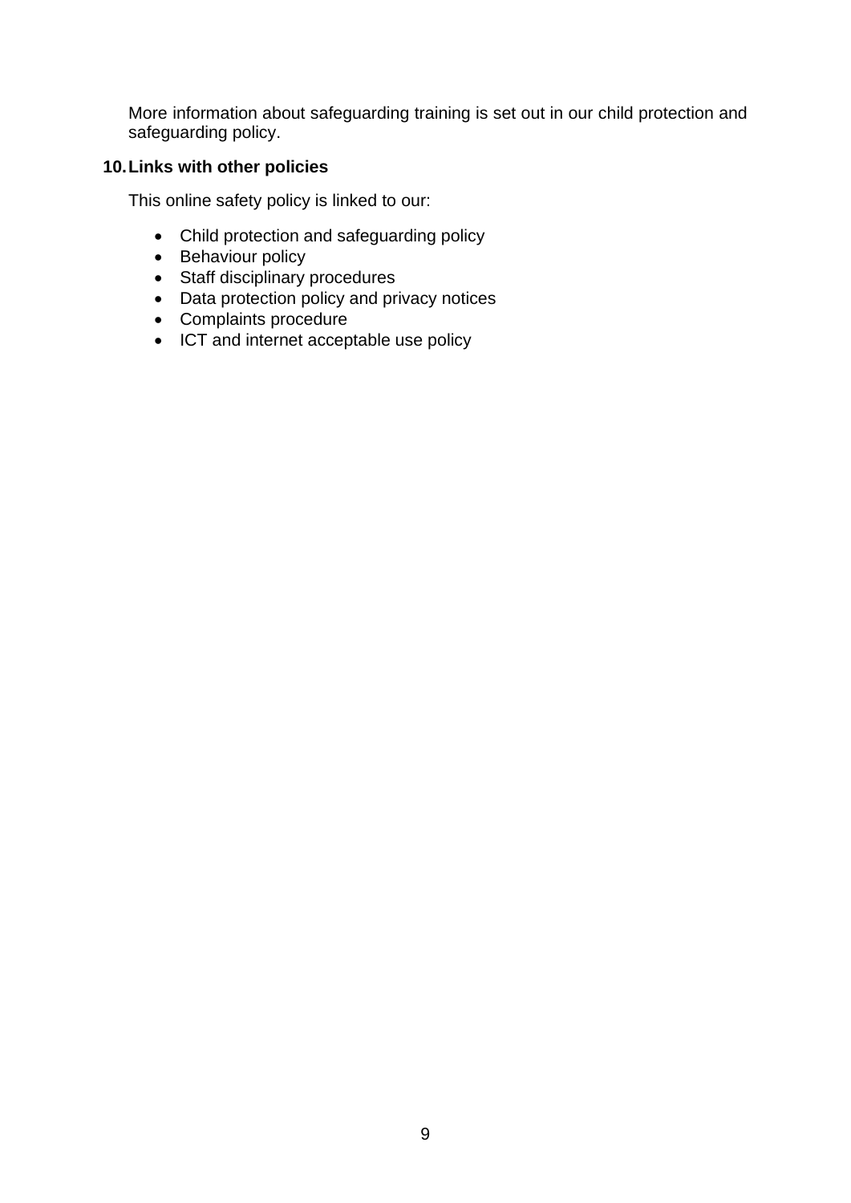More information about safeguarding training is set out in our child protection and safeguarding policy.

## 10. Links with other policies

This online safety policy is linked to our:

- Child protection and safeguarding policy
- Behaviour policy
- Staff disciplinary procedures
- Data protection policy and privacy notices
- Complaints procedure
- ICT and internet acceptable use policy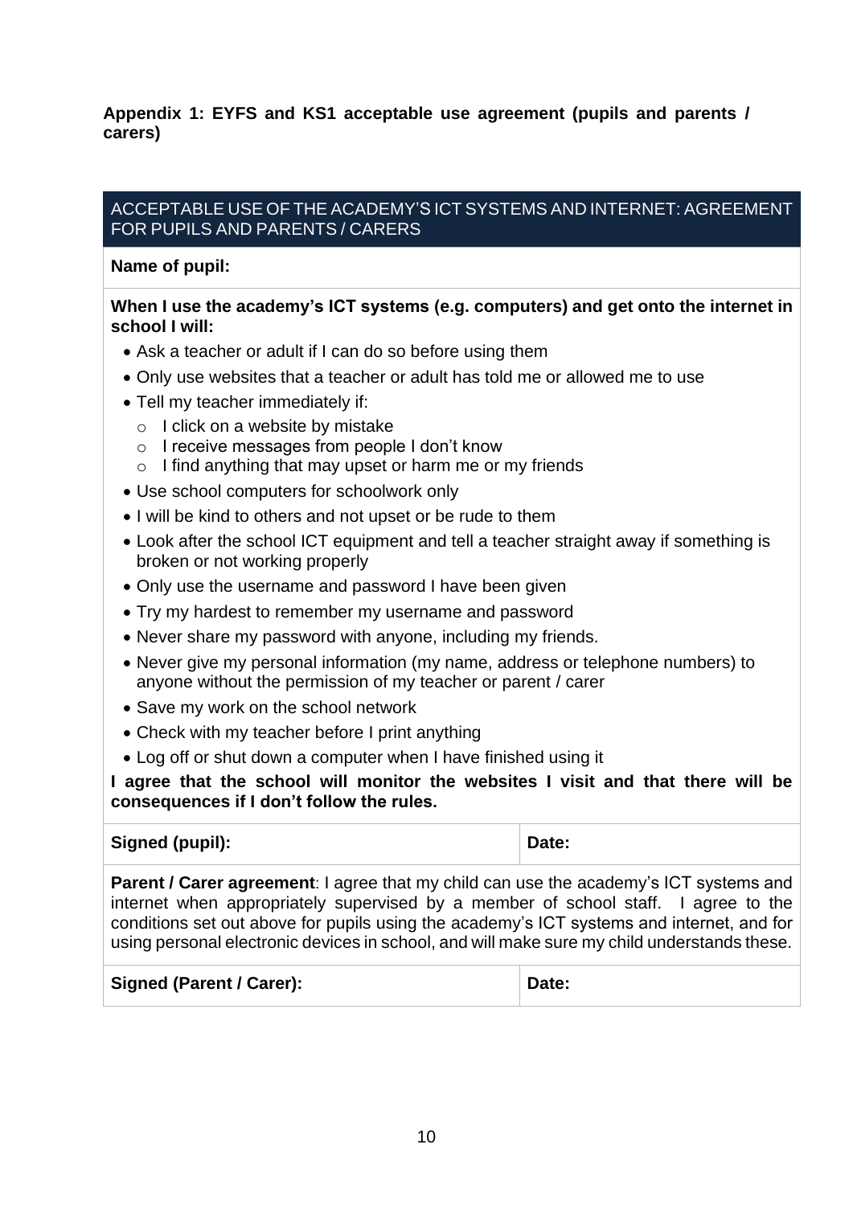**Appendix 1: EYFS and KS1 acceptable use agreement (pupils and parents / carers)**

## ACCEPTABLE USE OF THE ACADEMY'S ICT SYSTEMS AND INTERNET: AGREEMENT FOR PUPILS AND PARENTS / CARERS

**Name of pupil:**

**When I use the academy's ICT systems (e.g. computers) and get onto the internet in school I will:**

- Ask a teacher or adult if I can do so before using them
- Only use websites that a teacher or adult has told me or allowed me to use
- Tell my teacher immediately if:
  - I click on a website by mistake
  - I receive messages from people I don't know
  - I find anything that may upset or harm me or my friends
- Use school computers for schoolwork only
- I will be kind to others and not upset or be rude to them
- Look after the school ICT equipment and tell a teacher straight away if something is broken or not working properly
- Only use the username and password I have been given
- Try my hardest to remember my username and password
- Never share my password with anyone, including my friends.
- Never give my personal information (my name, address or telephone numbers) to anyone without the permission of my teacher or parent / carer
- Save my work on the school network
- Check with my teacher before I print anything
- Log off or shut down a computer when I have finished using it

**I agree that the school will monitor the websites I visit and that there will be consequences if I don't follow the rules.**

| **Signed (pupil):** | **Date:** |
| --- | --- |

**Parent / Carer agreement**: I agree that my child can use the academy's ICT systems and internet when appropriately supervised by a member of school staff. I agree to the conditions set out above for pupils using the academy's ICT systems and internet, and for using personal electronic devices in school, and will make sure my child understands these.

| **Signed (Parent / Carer):** | **Date:** |
| --- | --- |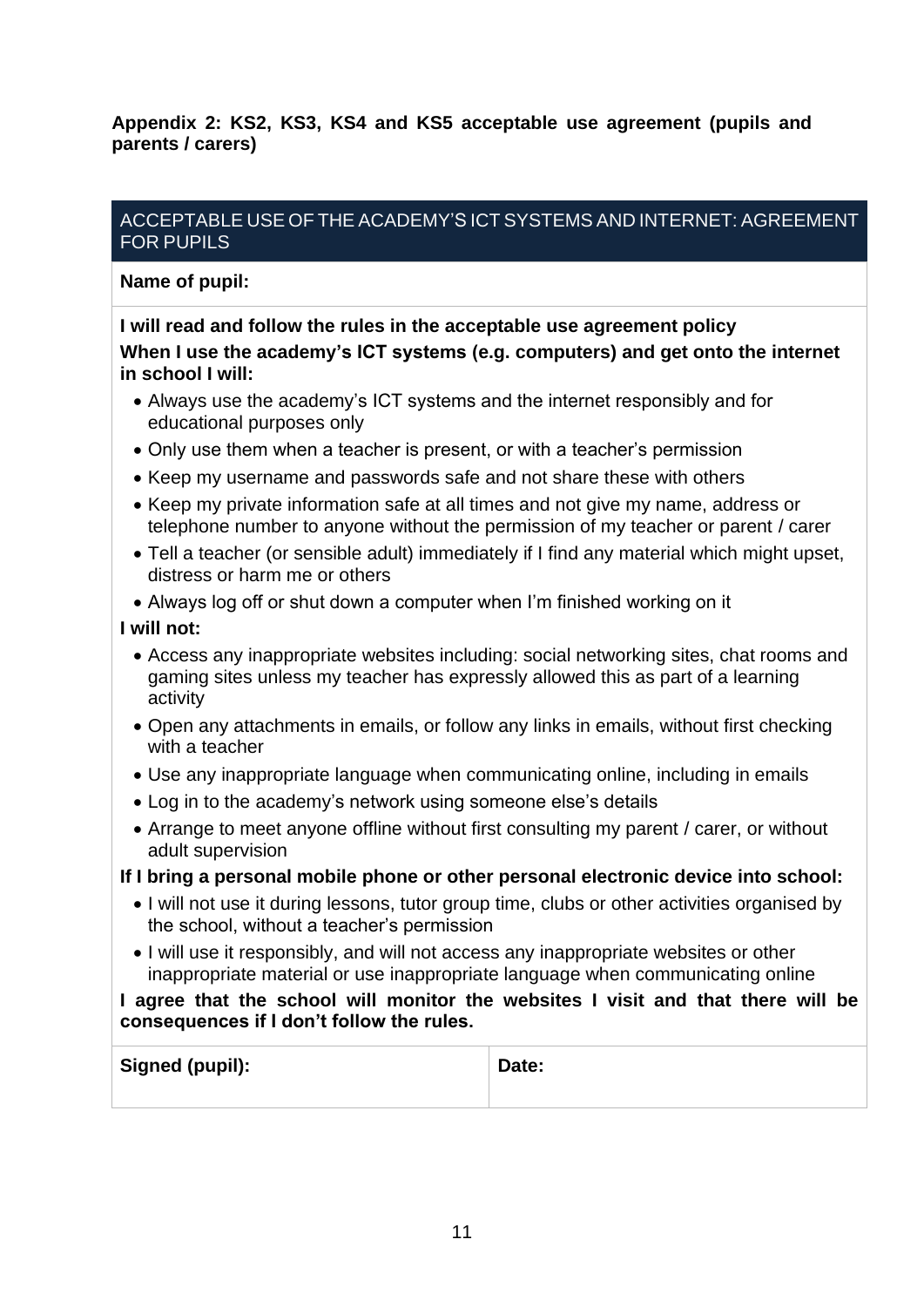**Appendix 2: KS2, KS3, KS4 and KS5 acceptable use agreement (pupils and parents / carers)**

## ACCEPTABLE USE OF THE ACADEMY'S ICT SYSTEMS AND INTERNET: AGREEMENT FOR PUPILS

**Name of pupil:**

**I will read and follow the rules in the acceptable use agreement policy**

**When I use the academy's ICT systems (e.g. computers) and get onto the internet in school I will:**

- Always use the academy's ICT systems and the internet responsibly and for educational purposes only
- Only use them when a teacher is present, or with a teacher's permission
- Keep my username and passwords safe and not share these with others
- Keep my private information safe at all times and not give my name, address or telephone number to anyone without the permission of my teacher or parent / carer
- Tell a teacher (or sensible adult) immediately if I find any material which might upset, distress or harm me or others
- Always log off or shut down a computer when I'm finished working on it

**I will not:**

- Access any inappropriate websites including: social networking sites, chat rooms and gaming sites unless my teacher has expressly allowed this as part of a learning activity
- Open any attachments in emails, or follow any links in emails, without first checking with a teacher
- Use any inappropriate language when communicating online, including in emails
- Log in to the academy's network using someone else's details
- Arrange to meet anyone offline without first consulting my parent / carer, or without adult supervision

**If I bring a personal mobile phone or other personal electronic device into school:**

- I will not use it during lessons, tutor group time, clubs or other activities organised by the school, without a teacher's permission
- I will use it responsibly, and will not access any inappropriate websites or other inappropriate material or use inappropriate language when communicating online

**I agree that the school will monitor the websites I visit and that there will be consequences if I don't follow the rules.**

| Signed (pupil): | Date: |
| --- | --- |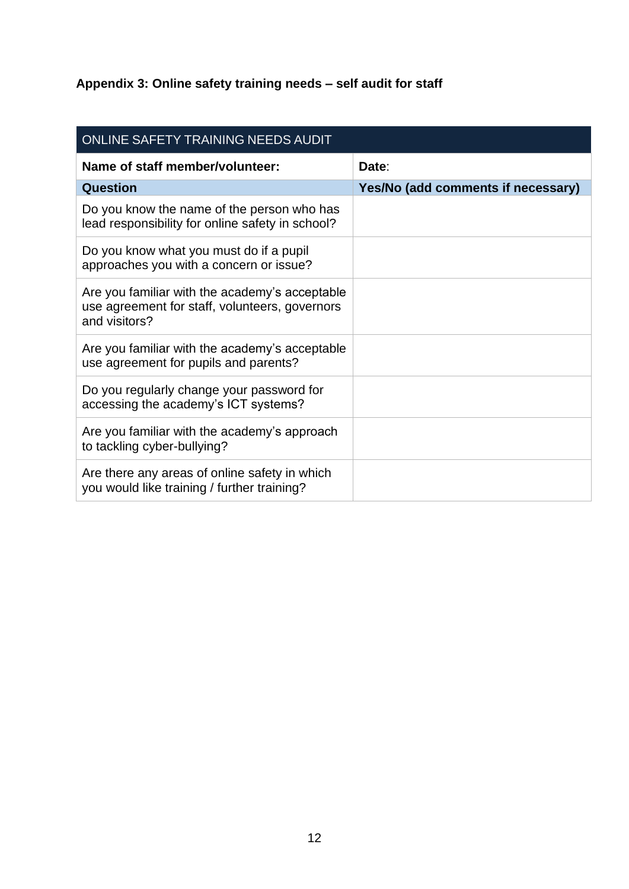**Appendix 3: Online safety training needs – self audit for staff**

| ONLINE SAFETY TRAINING NEEDS AUDIT | |
|---|---|
| **Name of staff member/volunteer:** | **Date**: |
| **Question** | **Yes/No (add comments if necessary)** |
| Do you know the name of the person who has lead responsibility for online safety in school? | |
| Do you know what you must do if a pupil approaches you with a concern or issue? | |
| Are you familiar with the academy's acceptable use agreement for staff, volunteers, governors and visitors? | |
| Are you familiar with the academy's acceptable use agreement for pupils and parents? | |
| Do you regularly change your password for accessing the academy's ICT systems? | |
| Are you familiar with the academy's approach to tackling cyber-bullying? | |
| Are there any areas of online safety in which you would like training / further training? | |